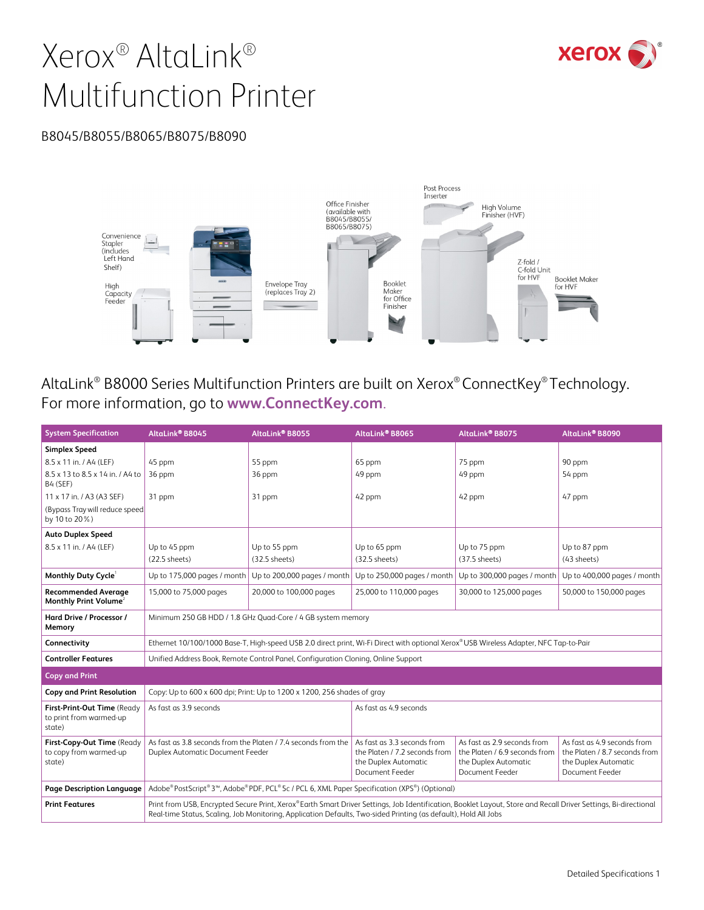# Xerox® AltaLink® Multifunction Printer

B8045/B8055/B8065/B8075/B8090

Convenience Stapler (includes Left Hand Shelf)

High Capacity Feeder

Envelope Tray (replaces Tray 2)

Office Finisher (available with B8045/B8055/B8065/B8075)

Booklet Maker for Office Finisher

Post Process Inserter

High Volume Finisher (HVF)

Z-fold / C-fold Unit for HVF

Booklet Maker for HVF

AltaLink® B8000 Series Multifunction Printers are built on Xerox® ConnectKey® Technology. For more information, go to **www.ConnectKey.com**.

| System Specification | AltaLink® B8045 | AltaLink® B8055 | AltaLink® B8065 | AltaLink® B8075 | AltaLink® B8090 |
|---|---|---|---|---|---|
| **Simplex Speed** | | | | | |
| 8.5 x 11 in. / A4 (LEF) | 45 ppm | 55 ppm | 65 ppm | 75 ppm | 90 ppm |
| 8.5 x 13 to 8.5 x 14 in. / A4 to B4 (SEF) | 36 ppm | 36 ppm | 49 ppm | 49 ppm | 54 ppm |
| 11 x 17 in. / A3 (A3 SEF) | 31 ppm | 31 ppm | 42 ppm | 42 ppm | 47 ppm |
| (Bypass Tray will reduce speed by 10 to 20%) | | | | | |
| **Auto Duplex Speed** | | | | | |
| 8.5 x 11 in. / A4 (LEF) | Up to 45 ppm (22.5 sheets) | Up to 55 ppm (32.5 sheets) | Up to 65 ppm (32.5 sheets) | Up to 75 ppm (37.5 sheets) | Up to 87 ppm (43 sheets) |
| **Monthly Duty Cycle**[1] | Up to 175,000 pages / month | Up to 200,000 pages / month | Up to 250,000 pages / month | Up to 300,000 pages / month | Up to 400,000 pages / month |
| **Recommended Average Monthly Print Volume**[2] | 15,000 to 75,000 pages | 20,000 to 100,000 pages | 25,000 to 110,000 pages | 30,000 to 125,000 pages | 50,000 to 150,000 pages |
| **Hard Drive / Processor / Memory** | Minimum 250 GB HDD / 1.8 GHz Quad-Core / 4 GB system memory | | | | |
| **Connectivity** | Ethernet 10/100/1000 Base-T, High-speed USB 2.0 direct print, Wi-Fi Direct with optional Xerox® USB Wireless Adapter, NFC Tap-to-Pair | | | | |
| **Controller Features** | Unified Address Book, Remote Control Panel, Configuration Cloning, Online Support | | | | |
| **Copy and Print** | | | | | |
| **Copy and Print Resolution** | Copy: Up to 600 x 600 dpi; Print: Up to 1200 x 1200, 256 shades of gray | | | | |
| **First-Print-Out Time** (Ready to print from warmed-up state) | As fast as 3.9 seconds | | As fast as 4.9 seconds | | |
| **First-Copy-Out Time** (Ready to copy from warmed-up state) | As fast as 3.8 seconds from the Platen / 7.4 seconds from the Duplex Automatic Document Feeder | | As fast as 3.3 seconds from the Platen / 7.2 seconds from the Duplex Automatic Document Feeder | As fast as 2.9 seconds from the Platen / 6.9 seconds from the Duplex Automatic Document Feeder | As fast as 4.9 seconds from the Platen / 8.7 seconds from the Duplex Automatic Document Feeder |
| **Page Description Language** | Adobe® PostScript® 3™, Adobe® PDF, PCL® 5c / PCL 6, XML Paper Specification (XPS®) (Optional) | | | | |
| **Print Features** | Print from USB, Encrypted Secure Print, Xerox® Earth Smart Driver Settings, Job Identification, Booklet Layout, Store and Recall Driver Settings, Bi-directional Real-time Status, Scaling, Job Monitoring, Application Defaults, Two-sided Printing (as default), Hold All Jobs | | | | |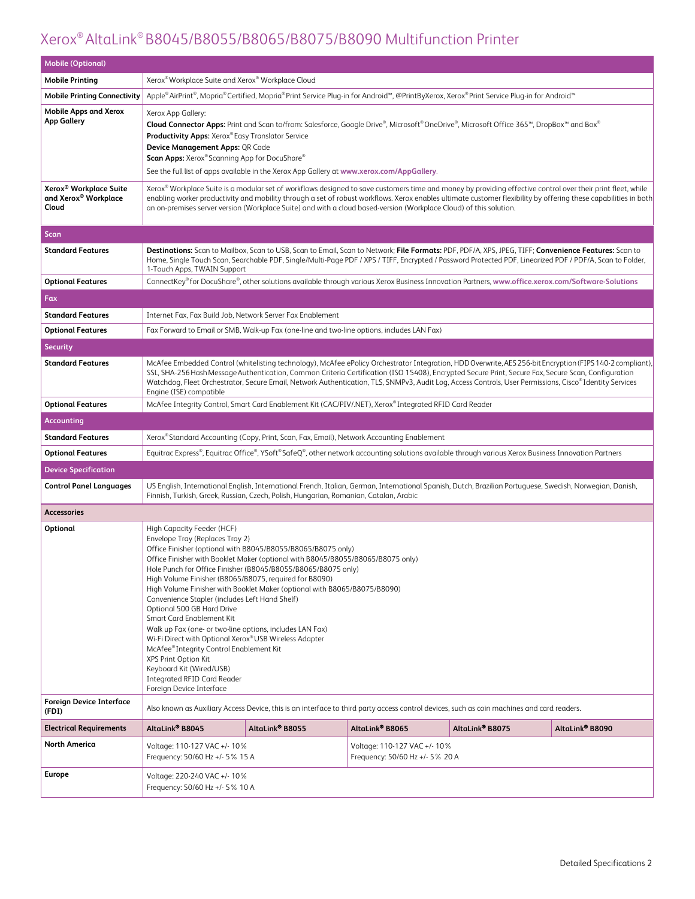# Xerox® AltaLink® B8045/B8055/B8065/B8075/B8090 Multifunction Printer

| Mobile (Optional) | |
|---|---|
| **Mobile Printing** | Xerox® Workplace Suite and Xerox® Workplace Cloud |
| **Mobile Printing Connectivity** | Apple® AirPrint®, Mopria® Certified, Mopria® Print Service Plug-in for Android™, @PrintByXerox, Xerox® Print Service Plug-in for Android™ |
| **Mobile Apps and Xerox App Gallery** | Xerox App Gallery:<br>**Cloud Connector Apps:** Print and Scan to/from: Salesforce, Google Drive®, Microsoft® OneDrive®, Microsoft Office 365™, DropBox™ and Box®<br>**Productivity Apps:** Xerox® Easy Translator Service<br>**Device Management Apps:** QR Code<br>**Scan Apps:** Xerox® Scanning App for DocuShare®<br>See the full list of apps available in the Xerox App Gallery at **www.xerox.com/AppGallery**. |
| **Xerox® Workplace Suite and Xerox® Workplace Cloud** | Xerox® Workplace Suite is a modular set of workflows designed to save customers time and money by providing effective control over their print fleet, while enabling worker productivity and mobility through a set of robust workflows. Xerox enables ultimate customer flexibility by offering these capabilities in both an on-premises server version (Workplace Suite) and with a cloud based-version (Workplace Cloud) of this solution. |

| Scan | |
|---|---|
| **Standard Features** | **Destinations:** Scan to Mailbox, Scan to USB, Scan to Email, Scan to Network; **File Formats:** PDF, PDF/A, XPS, JPEG, TIFF; **Convenience Features:** Scan to Home, Single Touch Scan, Searchable PDF, Single/Multi-Page PDF / XPS / TIFF, Encrypted / Password Protected PDF, Linearized PDF / PDF/A, Scan to Folder, 1-Touch Apps, TWAIN Support |
| **Optional Features** | ConnectKey® for DocuShare®, other solutions available through various Xerox Business Innovation Partners, **www.office.xerox.com/Software-Solutions** |

| Fax | |
|---|---|
| **Standard Features** | Internet Fax, Fax Build Job, Network Server Fax Enablement |
| **Optional Features** | Fax Forward to Email or SMB, Walk-up Fax (one-line and two-line options, includes LAN Fax) |

| Security | |
|---|---|
| **Standard Features** | McAfee Embedded Control (whitelisting technology), McAfee ePolicy Orchestrator Integration, HDD Overwrite, AES 256-bit Encryption (FIPS 140-2 compliant), SSL, SHA-256 Hash Message Authentication, Common Criteria Certification (ISO 15408), Encrypted Secure Print, Secure Fax, Secure Scan, Configuration Watchdog, Fleet Orchestrator, Secure Email, Network Authentication, TLS, SNMPv3, Audit Log, Access Controls, User Permissions, Cisco® Identity Services Engine (ISE) compatible |
| **Optional Features** | McAfee Integrity Control, Smart Card Enablement Kit (CAC/PIV/.NET), Xerox® Integrated RFID Card Reader |

| Accounting | |
|---|---|
| **Standard Features** | Xerox® Standard Accounting (Copy, Print, Scan, Fax, Email), Network Accounting Enablement |
| **Optional Features** | Equitrac Express®, Equitrac Office®, YSoft® SafeQ®, other network accounting solutions available through various Xerox Business Innovation Partners |

| Device Specification | |
|---|---|
| **Control Panel Languages** | US English, International English, International French, Italian, German, International Spanish, Dutch, Brazilian Portuguese, Swedish, Norwegian, Danish, Finnish, Turkish, Greek, Russian, Czech, Polish, Hungarian, Romanian, Catalan, Arabic |

| Accessories | |
|---|---|
| **Optional** | High Capacity Feeder (HCF)<br>Envelope Tray (Replaces Tray 2)<br>Office Finisher (optional with B8045/B8055/B8065/B8075 only)<br>Office Finisher with Booklet Maker (optional with B8045/B8055/B8065/B8075 only)<br>Hole Punch for Office Finisher (B8045/B8055/B8065/B8075 only)<br>High Volume Finisher (B8065/B8075, required for B8090)<br>High Volume Finisher with Booklet Maker (optional with B8065/B8075/B8090)<br>Convenience Stapler (includes Left Hand Shelf)<br>Optional 500 GB Hard Drive<br>Smart Card Enablement Kit<br>Walk up Fax (one- or two-line options, includes LAN Fax)<br>Wi-Fi Direct with Optional Xerox® USB Wireless Adapter<br>McAfee® Integrity Control Enablement Kit<br>XPS Print Option Kit<br>Keyboard Kit (Wired/USB)<br>Integrated RFID Card Reader<br>Foreign Device Interface |
| **Foreign Device Interface (FDI)** | Also known as Auxiliary Access Device, this is an interface to third party access control devices, such as coin machines and card readers. |

| Electrical Requirements | AltaLink® B8045 | AltaLink® B8055 | AltaLink® B8065 | AltaLink® B8075 | AltaLink® B8090 |
|---|---|---|---|---|---|
| **North America** | Voltage: 110-127 VAC +/- 10%<br>Frequency: 50/60 Hz +/- 5% 15 A | | Voltage: 110-127 VAC +/- 10%<br>Frequency: 50/60 Hz +/- 5% 20 A | | |
| **Europe** | Voltage: 220-240 VAC +/- 10%<br>Frequency: 50/60 Hz +/- 5% 10 A | | | | |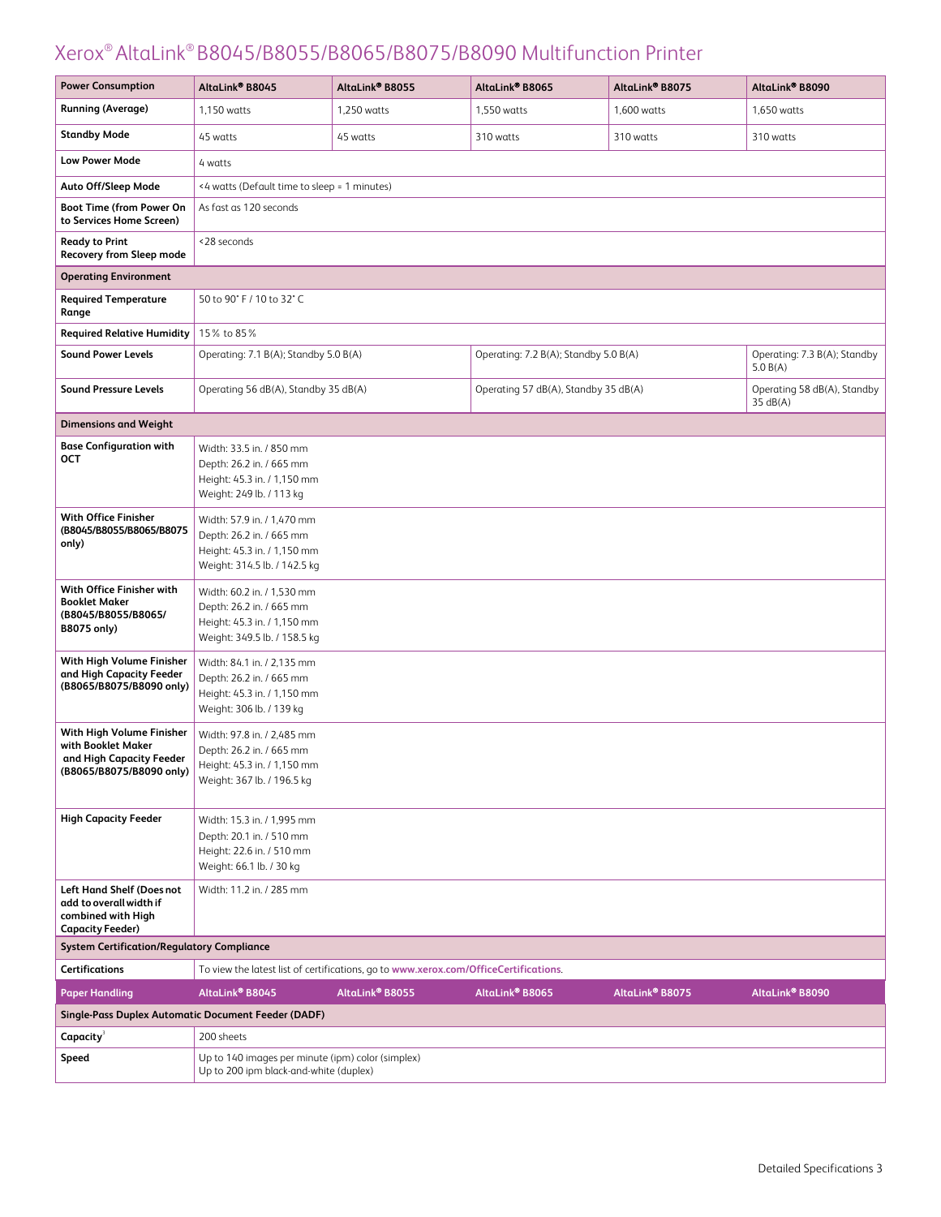# Xerox® AltaLink® B8045/B8055/B8065/B8075/B8090 Multifunction Printer

| Power Consumption | AltaLink® B8045 | AltaLink® B8055 | AltaLink® B8065 | AltaLink® B8075 | AltaLink® B8090 |
|---|---|---|---|---|---|
| **Running (Average)** | 1,150 watts | 1,250 watts | 1,550 watts | 1,600 watts | 1,650 watts |
| **Standby Mode** | 45 watts | 45 watts | 310 watts | 310 watts | 310 watts |
| **Low Power Mode** | 4 watts | | | | |
| **Auto Off/Sleep Mode** | <4 watts (Default time to sleep = 1 minutes) | | | | |
| **Boot Time (from Power On to Services Home Screen)** | As fast as 120 seconds | | | | |
| **Ready to Print Recovery from Sleep mode** | <28 seconds | | | | |
| **Operating Environment** | | | | | |
| **Required Temperature Range** | 50 to 90° F / 10 to 32° C | | | | |
| **Required Relative Humidity** | 15% to 85% | | | | |
| **Sound Power Levels** | Operating: 7.1 B(A); Standby 5.0 B(A) | | Operating: 7.2 B(A); Standby 5.0 B(A) | | Operating: 7.3 B(A); Standby 5.0 B(A) |
| **Sound Pressure Levels** | Operating 56 dB(A), Standby 35 dB(A) | | Operating 57 dB(A), Standby 35 dB(A) | | Operating 58 dB(A), Standby 35 dB(A) |
| **Dimensions and Weight** | | | | | |
| **Base Configuration with OCT** | Width: 33.5 in. / 850 mm<br>Depth: 26.2 in. / 665 mm<br>Height: 45.3 in. / 1,150 mm<br>Weight: 249 lb. / 113 kg | | | | |
| **With Office Finisher (B8045/B8055/B8065/B8075 only)** | Width: 57.9 in. / 1,470 mm<br>Depth: 26.2 in. / 665 mm<br>Height: 45.3 in. / 1,150 mm<br>Weight: 314.5 lb. / 142.5 kg | | | | |
| **With Office Finisher with Booklet Maker (B8045/B8055/B8065/B8075 only)** | Width: 60.2 in. / 1,530 mm<br>Depth: 26.2 in. / 665 mm<br>Height: 45.3 in. / 1,150 mm<br>Weight: 349.5 lb. / 158.5 kg | | | | |
| **With High Volume Finisher and High Capacity Feeder (B8065/B8075/B8090 only)** | Width: 84.1 in. / 2,135 mm<br>Depth: 26.2 in. / 665 mm<br>Height: 45.3 in. / 1,150 mm<br>Weight: 306 lb. / 139 kg | | | | |
| **With High Volume Finisher with Booklet Maker and High Capacity Feeder (B8065/B8075/B8090 only)** | Width: 97.8 in. / 2,485 mm<br>Depth: 26.2 in. / 665 mm<br>Height: 45.3 in. / 1,150 mm<br>Weight: 367 lb. / 196.5 kg | | | | |
| **High Capacity Feeder** | Width: 15.3 in. / 1,995 mm<br>Depth: 20.1 in. / 510 mm<br>Height: 22.6 in. / 510 mm<br>Weight: 66.1 lb. / 30 kg | | | | |
| **Left Hand Shelf (Does not add to overall width if combined with High Capacity Feeder)** | Width: 11.2 in. / 285 mm | | | | |
| **System Certification/Regulatory Compliance** | | | | | |
| **Certifications** | To view the latest list of certifications, go to www.xerox.com/OfficeCertifications. | | | | |

| Paper Handling | AltaLink® B8045 | AltaLink® B8055 | AltaLink® B8065 | AltaLink® B8075 | AltaLink® B8090 |
|---|---|---|---|---|---|
| **Single-Pass Duplex Automatic Document Feeder (DADF)** | | | | | |
| **Capacity**[3] | 200 sheets | | | | |
| **Speed** | Up to 140 images per minute (ipm) color (simplex)<br>Up to 200 ipm black-and-white (duplex) | | | | |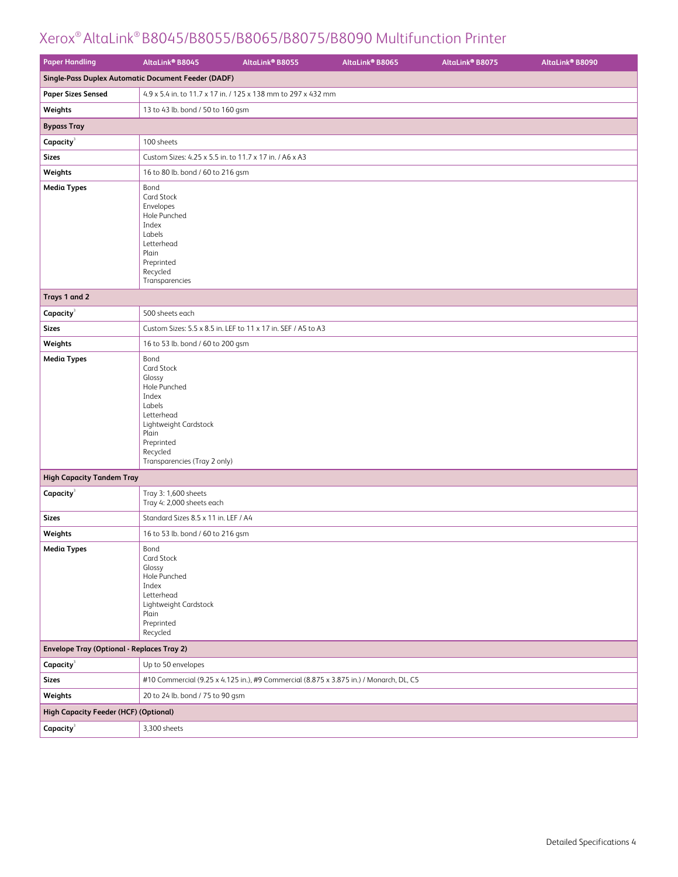# Xerox® AltaLink® B8045/B8055/B8065/B8075/B8090 Multifunction Printer

| Paper Handling | AltaLink® B8045 | AltaLink® B8055 | AltaLink® B8065 | AltaLink® B8075 | AltaLink® B8090 |
|---|---|---|---|---|---|
| **Single-Pass Duplex Automatic Document Feeder (DADF)** | | | | | |
| **Paper Sizes Sensed** | 4.9 x 5.4 in. to 11.7 x 17 in. / 125 x 138 mm to 297 x 432 mm | | | | |
| **Weights** | 13 to 43 lb. bond / 50 to 160 gsm | | | | |
| **Bypass Tray** | | | | | |
| **Capacity**[3] | 100 sheets | | | | |
| **Sizes** | Custom Sizes: 4.25 x 5.5 in. to 11.7 x 17 in. / A6 x A3 | | | | |
| **Weights** | 16 to 80 lb. bond / 60 to 216 gsm | | | | |
| **Media Types** | Bond<br>Card Stock<br>Envelopes<br>Hole Punched<br>Index<br>Labels<br>Letterhead<br>Plain<br>Preprinted<br>Recycled<br>Transparencies | | | | |
| **Trays 1 and 2** | | | | | |
| **Capacity**[3] | 500 sheets each | | | | |
| **Sizes** | Custom Sizes: 5.5 x 8.5 in. LEF to 11 x 17 in. SEF / A5 to A3 | | | | |
| **Weights** | 16 to 53 lb. bond / 60 to 200 gsm | | | | |
| **Media Types** | Bond<br>Card Stock<br>Glossy<br>Hole Punched<br>Index<br>Labels<br>Letterhead<br>Lightweight Cardstock<br>Plain<br>Preprinted<br>Recycled<br>Transparencies (Tray 2 only) | | | | |
| **High Capacity Tandem Tray** | | | | | |
| **Capacity**[3] | Tray 3: 1,600 sheets<br>Tray 4: 2,000 sheets each | | | | |
| **Sizes** | Standard Sizes 8.5 x 11 in. LEF / A4 | | | | |
| **Weights** | 16 to 53 lb. bond / 60 to 216 gsm | | | | |
| **Media Types** | Bond<br>Card Stock<br>Glossy<br>Hole Punched<br>Index<br>Letterhead<br>Lightweight Cardstock<br>Plain<br>Preprinted<br>Recycled | | | | |
| **Envelope Tray (Optional - Replaces Tray 2)** | | | | | |
| **Capacity**[3] | Up to 50 envelopes | | | | |
| **Sizes** | #10 Commercial (9.25 x 4.125 in.), #9 Commercial (8.875 x 3.875 in.) / Monarch, DL, C5 | | | | |
| **Weights** | 20 to 24 lb. bond / 75 to 90 gsm | | | | |
| **High Capacity Feeder (HCF) (Optional)** | | | | | |
| **Capacity**[3] | 3,300 sheets | | | | |

Detailed Specifications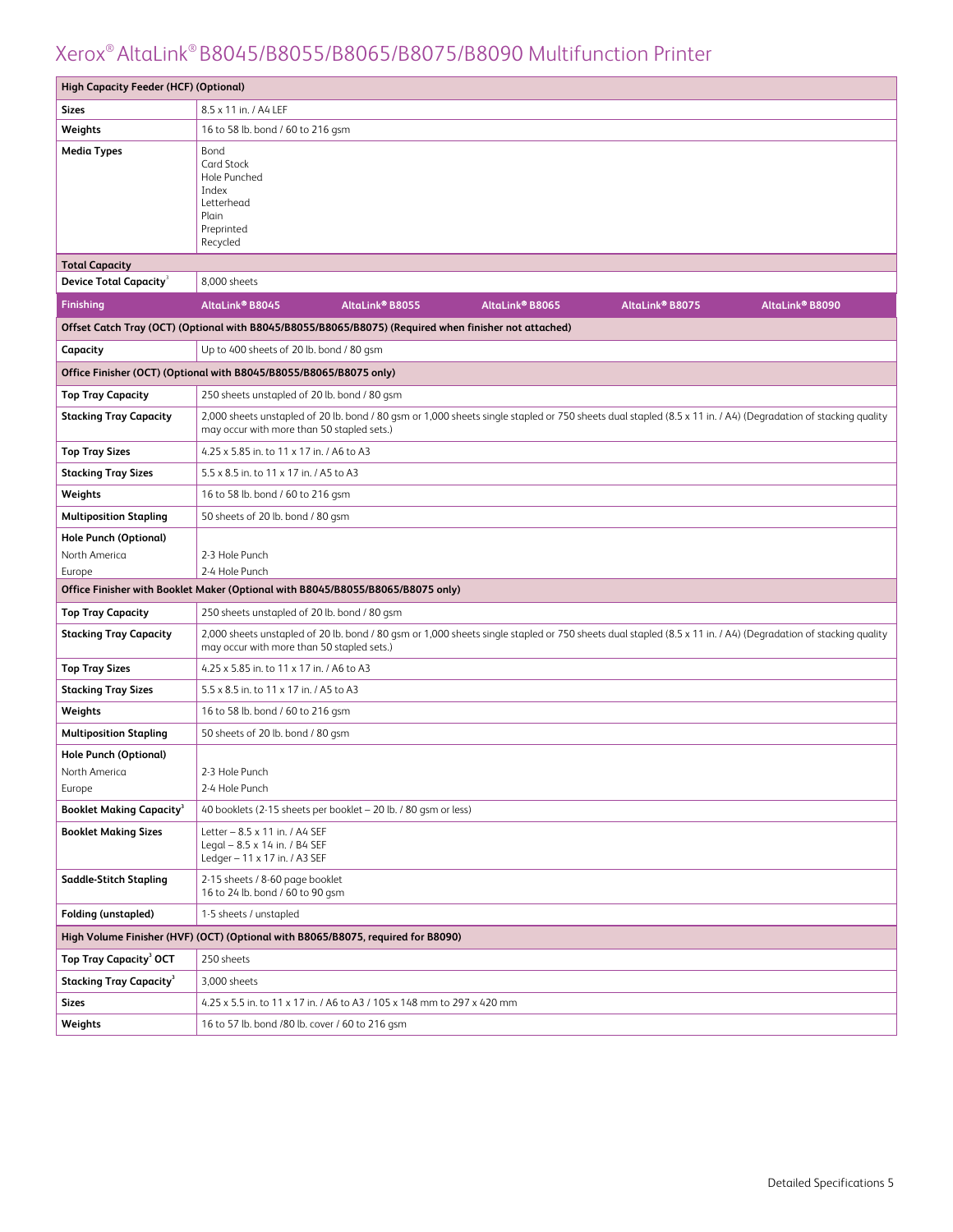# Xerox® AltaLink® B8045/B8055/B8065/B8075/B8090 Multifunction Printer

| High Capacity Feeder (HCF) (Optional) | |
|---|---|
| **Sizes** | 8.5 x 11 in. / A4 LEF |
| **Weights** | 16 to 58 lb. bond / 60 to 216 gsm |
| **Media Types** | Bond<br>Card Stock<br>Hole Punched<br>Index<br>Letterhead<br>Plain<br>Preprinted<br>Recycled |
| **Total Capacity** | |
| **Device Total Capacity**[3] | 8,000 sheets |

| Finishing | AltaLink® B8045 | AltaLink® B8055 | AltaLink® B8065 | AltaLink® B8075 | AltaLink® B8090 |
|---|---|---|---|---|---|
| **Offset Catch Tray (OCT) (Optional with B8045/B8055/B8065/B8075) (Required when finisher not attached)** | | | | | |
| **Capacity** | Up to 400 sheets of 20 lb. bond / 80 gsm | | | | |
| **Office Finisher (OCT) (Optional with B8045/B8055/B8065/B8075 only)** | | | | | |
| **Top Tray Capacity** | 250 sheets unstapled of 20 lb. bond / 80 gsm | | | | |
| **Stacking Tray Capacity** | 2,000 sheets unstapled of 20 lb. bond / 80 gsm or 1,000 sheets single stapled or 750 sheets dual stapled (8.5 x 11 in. / A4) (Degradation of stacking quality may occur with more than 50 stapled sets.) | | | | |
| **Top Tray Sizes** | 4.25 x 5.85 in. to 11 x 17 in. / A6 to A3 | | | | |
| **Stacking Tray Sizes** | 5.5 x 8.5 in. to 11 x 17 in. / A5 to A3 | | | | |
| **Weights** | 16 to 58 lb. bond / 60 to 216 gsm | | | | |
| **Multiposition Stapling** | 50 sheets of 20 lb. bond / 80 gsm | | | | |
| **Hole Punch (Optional)**<br>North America<br>Europe | <br>2-3 Hole Punch<br>2-4 Hole Punch | | | | |
| **Office Finisher with Booklet Maker (Optional with B8045/B8055/B8065/B8075 only)** | | | | | |
| **Top Tray Capacity** | 250 sheets unstapled of 20 lb. bond / 80 gsm | | | | |
| **Stacking Tray Capacity** | 2,000 sheets unstapled of 20 lb. bond / 80 gsm or 1,000 sheets single stapled or 750 sheets dual stapled (8.5 x 11 in. / A4) (Degradation of stacking quality may occur with more than 50 stapled sets.) | | | | |
| **Top Tray Sizes** | 4.25 x 5.85 in. to 11 x 17 in. / A6 to A3 | | | | |
| **Stacking Tray Sizes** | 5.5 x 8.5 in. to 11 x 17 in. / A5 to A3 | | | | |
| **Weights** | 16 to 58 lb. bond / 60 to 216 gsm | | | | |
| **Multiposition Stapling** | 50 sheets of 20 lb. bond / 80 gsm | | | | |
| **Hole Punch (Optional)**<br>North America<br>Europe | <br>2-3 Hole Punch<br>2-4 Hole Punch | | | | |
| **Booklet Making Capacity**[3] | 40 booklets (2-15 sheets per booklet – 20 lb. / 80 gsm or less) | | | | |
| **Booklet Making Sizes** | Letter – 8.5 x 11 in. / A4 SEF<br>Legal – 8.5 x 14 in. / B4 SEF<br>Ledger – 11 x 17 in. / A3 SEF | | | | |
| **Saddle-Stitch Stapling** | 2-15 sheets / 8-60 page booklet<br>16 to 24 lb. bond / 60 to 90 gsm | | | | |
| **Folding (unstapled)** | 1-5 sheets / unstapled | | | | |
| **High Volume Finisher (HVF) (OCT) (Optional with B8065/B8075, required for B8090)** | | | | | |
| **Top Tray Capacity**[3] **OCT** | 250 sheets | | | | |
| **Stacking Tray Capacity**[3] | 3,000 sheets | | | | |
| **Sizes** | 4.25 x 5.5 in. to 11 x 17 in. / A6 to A3 / 105 x 148 mm to 297 x 420 mm | | | | |
| **Weights** | 16 to 57 lb. bond /80 lb. cover / 60 to 216 gsm | | | | |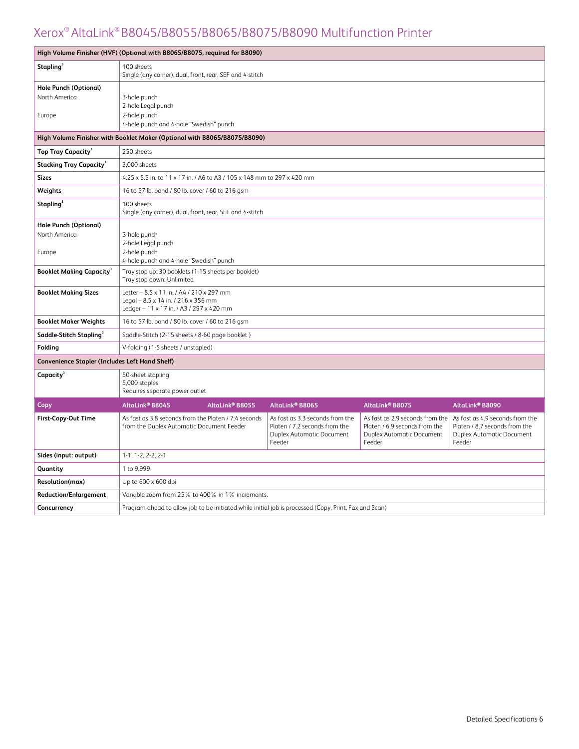# Xerox® AltaLink® B8045/B8055/B8065/B8075/B8090 Multifunction Printer

| High Volume Finisher (HVF) (Optional with B8065/B8075, required for B8090) | |
|---|---|
| **Stapling**[3] | 100 sheets<br>Single (any corner), dual, front, rear, SEF and 4-stitch |
| **Hole Punch (Optional)**<br>North America<br><br>Europe | <br>3-hole punch<br>2-hole Legal punch<br>2-hole punch<br>4-hole punch and 4-hole "Swedish" punch |

| High Volume Finisher with Booklet Maker (Optional with B8065/B8075/B8090) | |
|---|---|
| **Top Tray Capacity**[3] | 250 sheets |
| **Stacking Tray Capacity**[3] | 3,000 sheets |
| **Sizes** | 4.25 x 5.5 in. to 11 x 17 in. / A6 to A3 / 105 x 148 mm to 297 x 420 mm |
| **Weights** | 16 to 57 lb. bond / 80 lb. cover / 60 to 216 gsm |
| **Stapling**[3] | 100 sheets<br>Single (any corner), dual, front, rear, SEF and 4-stitch |
| **Hole Punch (Optional)**<br>North America<br><br>Europe | <br>3-hole punch<br>2-hole Legal punch<br>2-hole punch<br>4-hole punch and 4-hole "Swedish" punch |
| **Booklet Making Capacity**[3] | Tray stop up: 30 booklets (1-15 sheets per booklet)<br>Tray stop down: Unlimited |
| **Booklet Making Sizes** | Letter – 8.5 x 11 in. / A4 / 210 x 297 mm<br>Legal – 8.5 x 14 in. / 216 x 356 mm<br>Ledger – 11 x 17 in. / A3 / 297 x 420 mm |
| **Booklet Maker Weights** | 16 to 57 lb. bond / 80 lb. cover / 60 to 216 gsm |
| **Saddle-Stitch Stapling**[3] | Saddle-Stitch (2-15 sheets / 8-60 page booklet ) |
| **Folding** | V-folding (1-5 sheets / unstapled) |

| Convenience Stapler (Includes Left Hand Shelf) | |
|---|---|
| **Capacity**[3] | 50-sheet stapling<br>5,000 staples<br>Requires separate power outlet |

| Copy | AltaLink® B8045 | AltaLink® B8055 | AltaLink® B8065 | AltaLink® B8075 | AltaLink® B8090 |
|---|---|---|---|---|---|
| **First-Copy-Out Time** | As fast as 3.8 seconds from the Platen / 7.4 seconds from the Duplex Automatic Document Feeder | | As fast as 3.3 seconds from the Platen / 7.2 seconds from the Duplex Automatic Document Feeder | As fast as 2.9 seconds from the Platen / 6.9 seconds from the Duplex Automatic Document Feeder | As fast as 4.9 seconds from the Platen / 8.7 seconds from the Duplex Automatic Document Feeder |
| **Sides (input: output)** | 1-1, 1-2, 2-2, 2-1 | | | | |
| **Quantity** | 1 to 9,999 | | | | |
| **Resolution(max)** | Up to 600 x 600 dpi | | | | |
| **Reduction/Enlargement** | Variable zoom from 25% to 400% in 1% increments. | | | | |
| **Concurrency** | Program-ahead to allow job to be initiated while initial job is processed (Copy, Print, Fax and Scan) | | | | |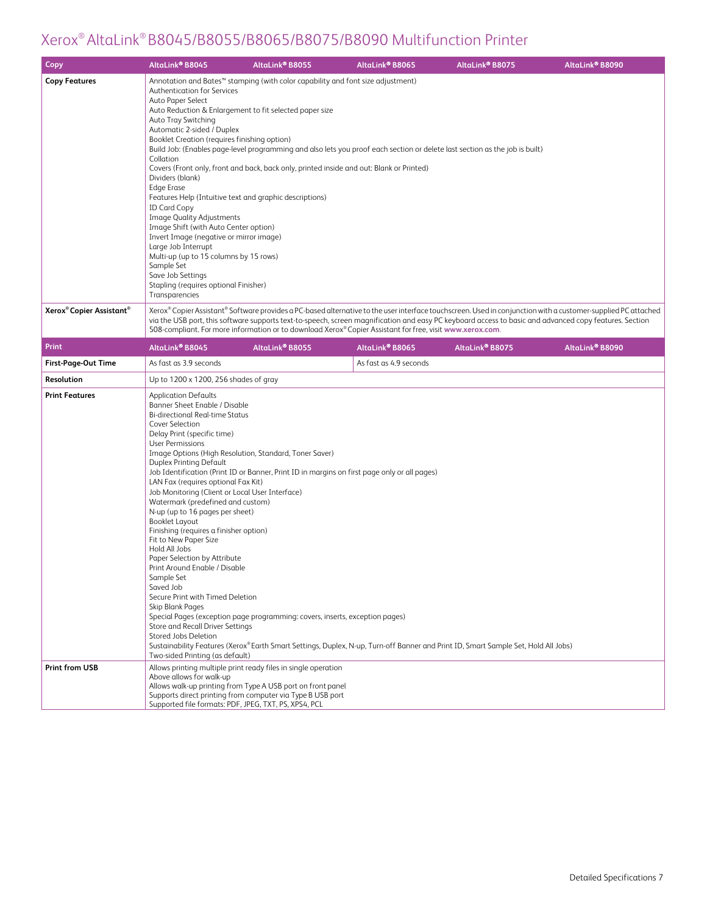# Xerox® AltaLink® B8045/B8055/B8065/B8075/B8090 Multifunction Printer

| Copy | AltaLink® B8045 | AltaLink® B8055 | AltaLink® B8065 | AltaLink® B8075 | AltaLink® B8090 |
|---|---|---|---|---|---|
| **Copy Features** | Annotation and Bates™ stamping (with color capability and font size adjustment)<br>Authentication for Services<br>Auto Paper Select<br>Auto Reduction & Enlargement to fit selected paper size<br>Auto Tray Switching<br>Automatic 2-sided / Duplex<br>Booklet Creation (requires finishing option)<br>Build Job: (Enables page-level programming and also lets you proof each section or delete last section as the job is built)<br>Collation<br>Covers (Front only, front and back, back only, printed inside and out: Blank or Printed)<br>Dividers (blank)<br>Edge Erase<br>Features Help (Intuitive text and graphic descriptions)<br>ID Card Copy<br>Image Quality Adjustments<br>Image Shift (with Auto Center option)<br>Invert Image (negative or mirror image)<br>Large Job Interrupt<br>Multi-up (up to 15 columns by 15 rows)<br>Sample Set<br>Save Job Settings<br>Stapling (requires optional Finisher)<br>Transparencies | | | | |
| **Xerox® Copier Assistant®** | Xerox® Copier Assistant® Software provides a PC-based alternative to the user interface touchscreen. Used in conjunction with a customer-supplied PC attached via the USB port, this software supports text-to-speech, screen magnification and easy PC keyboard access to basic and advanced copy features. Section 508-compliant. For more information or to download Xerox® Copier Assistant for free, visit **www.xerox.com**. | | | | |

| Print | AltaLink® B8045 | AltaLink® B8055 | AltaLink® B8065 | AltaLink® B8075 | AltaLink® B8090 |
|---|---|---|---|---|---|
| **First-Page-Out Time** | As fast as 3.9 seconds | | As fast as 4.9 seconds | | |
| **Resolution** | Up to 1200 x 1200, 256 shades of gray | | | | |
| **Print Features** | Application Defaults<br>Banner Sheet Enable / Disable<br>Bi-directional Real-time Status<br>Cover Selection<br>Delay Print (specific time)<br>User Permissions<br>Image Options (High Resolution, Standard, Toner Saver)<br>Duplex Printing Default<br>Job Identification (Print ID or Banner, Print ID in margins on first page only or all pages)<br>LAN Fax (requires optional Fax Kit)<br>Job Monitoring (Client or Local User Interface)<br>Watermark (predefined and custom)<br>N-up (up to 16 pages per sheet)<br>Booklet Layout<br>Finishing (requires a finisher option)<br>Fit to New Paper Size<br>Hold All Jobs<br>Paper Selection by Attribute<br>Print Around Enable / Disable<br>Sample Set<br>Saved Job<br>Secure Print with Timed Deletion<br>Skip Blank Pages<br>Special Pages (exception page programming: covers, inserts, exception pages)<br>Store and Recall Driver Settings<br>Stored Jobs Deletion<br>Sustainability Features (Xerox® Earth Smart Settings, Duplex, N-up, Turn-off Banner and Print ID, Smart Sample Set, Hold All Jobs)<br>Two-sided Printing (as default) | | | | |
| **Print from USB** | Allows printing multiple print ready files in single operation<br>Above allows for walk-up<br>Allows walk-up printing from Type A USB port on front panel<br>Supports direct printing from computer via Type B USB port<br>Supported file formats: PDF, JPEG, TXT, PS, XPS4, PCL | | | | |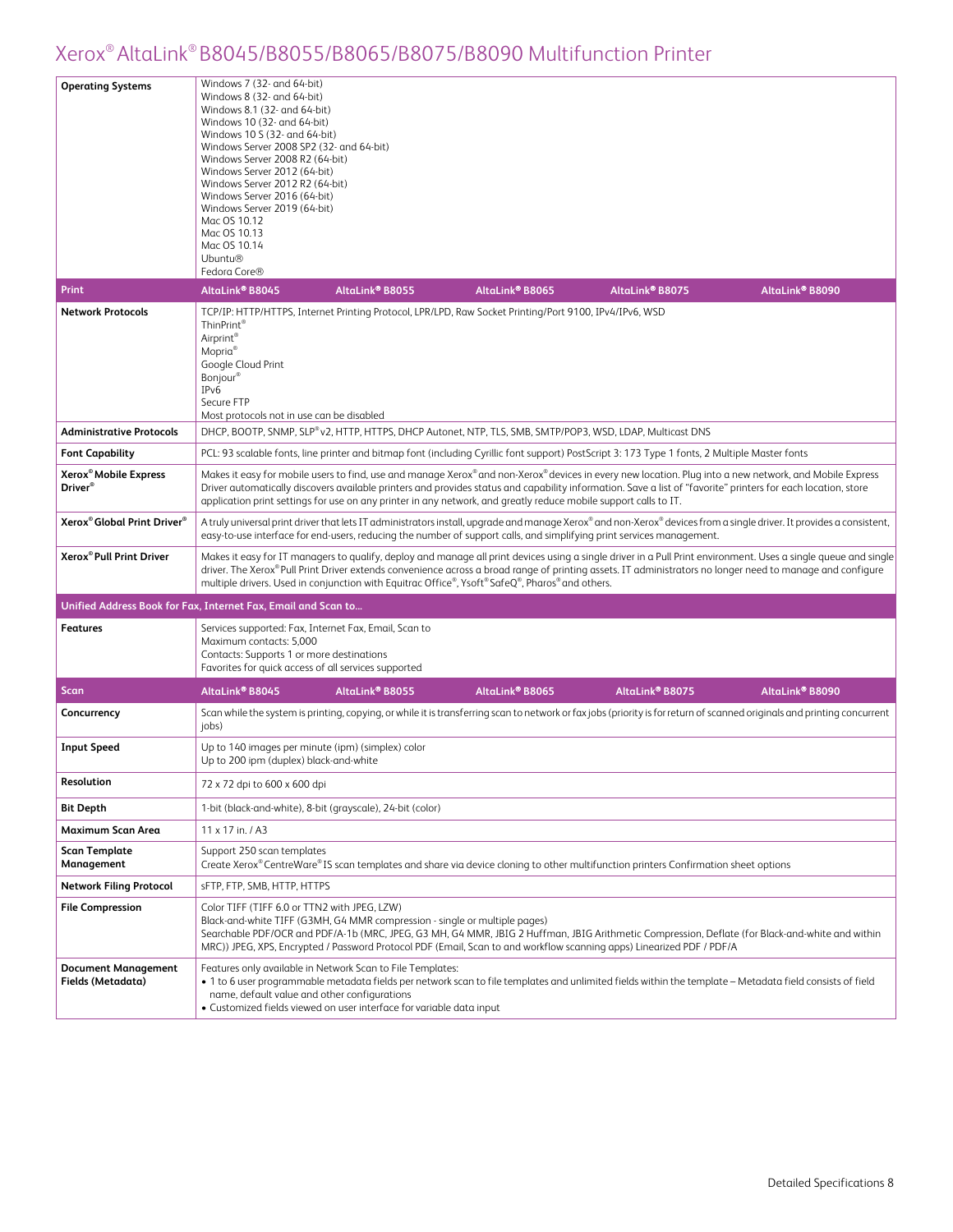| | | | | | |
|---|---|---|---|---|---|
| **Operating Systems** | Windows 7 (32- and 64-bit)<br>Windows 8 (32- and 64-bit)<br>Windows 8.1 (32- and 64-bit)<br>Windows 10 (32- and 64-bit)<br>Windows 10 S (32- and 64-bit)<br>Windows Server 2008 SP2 (32- and 64-bit)<br>Windows Server 2008 R2 (64-bit)<br>Windows Server 2012 (64-bit)<br>Windows Server 2012 R2 (64-bit)<br>Windows Server 2016 (64-bit)<br>Windows Server 2019 (64-bit)<br>Mac OS 10.12<br>Mac OS 10.13<br>Mac OS 10.14<br>Ubuntu®<br>Fedora Core® | | | | |
| **Print** | **AltaLink® B8045** | **AltaLink® B8055** | **AltaLink® B8065** | **AltaLink® B8075** | **AltaLink® B8090** |
| **Network Protocols** | TCP/IP: HTTP/HTTPS, Internet Printing Protocol, LPR/LPD, Raw Socket Printing/Port 9100, IPv4/IPv6, WSD<br>ThinPrint®<br>Airprint®<br>Mopria®<br>Google Cloud Print<br>Bonjour®<br>IPv6<br>Secure FTP<br>Most protocols not in use can be disabled | | | | |
| **Administrative Protocols** | DHCP, BOOTP, SNMP, SLP® v2, HTTP, HTTPS, DHCP Autonet, NTP, TLS, SMB, SMTP/POP3, WSD, LDAP, Multicast DNS | | | | |
| **Font Capability** | PCL: 93 scalable fonts, line printer and bitmap font (including Cyrillic font support) PostScript 3: 173 Type 1 fonts, 2 Multiple Master fonts | | | | |
| **Xerox® Mobile Express Driver®** | Makes it easy for mobile users to find, use and manage Xerox® and non-Xerox® devices in every new location. Plug into a new network, and Mobile Express Driver automatically discovers available printers and provides status and capability information. Save a list of "favorite" printers for each location, store application print settings for use on any printer in any network, and greatly reduce mobile support calls to IT. | | | | |
| **Xerox® Global Print Driver®** | A truly universal print driver that lets IT administrators install, upgrade and manage Xerox® and non-Xerox® devices from a single driver. It provides a consistent, easy-to-use interface for end-users, reducing the number of support calls, and simplifying print services management. | | | | |
| **Xerox® Pull Print Driver** | Makes it easy for IT managers to qualify, deploy and manage all print devices using a single driver in a Pull Print environment. Uses a single queue and single driver. The Xerox® Pull Print Driver extends convenience across a broad range of printing assets. IT administrators no longer need to manage and configure multiple drivers. Used in conjunction with Equitrac Office®, Ysoft® SafeQ®, Pharos® and others. | | | | |
| **Unified Address Book for Fax, Internet Fax, Email and Scan to…** | | | | | |
| **Features** | Services supported: Fax, Internet Fax, Email, Scan to<br>Maximum contacts: 5,000<br>Contacts: Supports 1 or more destinations<br>Favorites for quick access of all services supported | | | | |
| **Scan** | **AltaLink® B8045** | **AltaLink® B8055** | **AltaLink® B8065** | **AltaLink® B8075** | **AltaLink® B8090** |
| **Concurrency** | Scan while the system is printing, copying, or while it is transferring scan to network or fax jobs (priority is for return of scanned originals and printing concurrent jobs) | | | | |
| **Input Speed** | Up to 140 images per minute (ipm) (simplex) color<br>Up to 200 ipm (duplex) black-and-white | | | | |
| **Resolution** | 72 x 72 dpi to 600 x 600 dpi | | | | |
| **Bit Depth** | 1-bit (black-and-white), 8-bit (grayscale), 24-bit (color) | | | | |
| **Maximum Scan Area** | 11 x 17 in. / A3 | | | | |
| **Scan Template Management** | Support 250 scan templates<br>Create Xerox® CentreWare® IS scan templates and share via device cloning to other multifunction printers Confirmation sheet options | | | | |
| **Network Filing Protocol** | sFTP, FTP, SMB, HTTP, HTTPS | | | | |
| **File Compression** | Color TIFF (TIFF 6.0 or TTN2 with JPEG, LZW)<br>Black-and-white TIFF (G3MH, G4 MMR compression - single or multiple pages)<br>Searchable PDF/OCR and PDF/A-1b (MRC, JPEG, G3 MH, G4 MMR, JBIG 2 Huffman, JBIG Arithmetic Compression, Deflate (for Black-and-white and within MRC)) JPEG, XPS, Encrypted / Password Protocol PDF (Email, Scan to and workflow scanning apps) Linearized PDF / PDF/A | | | | |
| **Document Management Fields (Metadata)** | Features only available in Network Scan to File Templates:<br>• 1 to 6 user programmable metadata fields per network scan to file templates and unlimited fields within the template – Metadata field consists of field name, default value and other configurations<br>• Customized fields viewed on user interface for variable data input | | | | |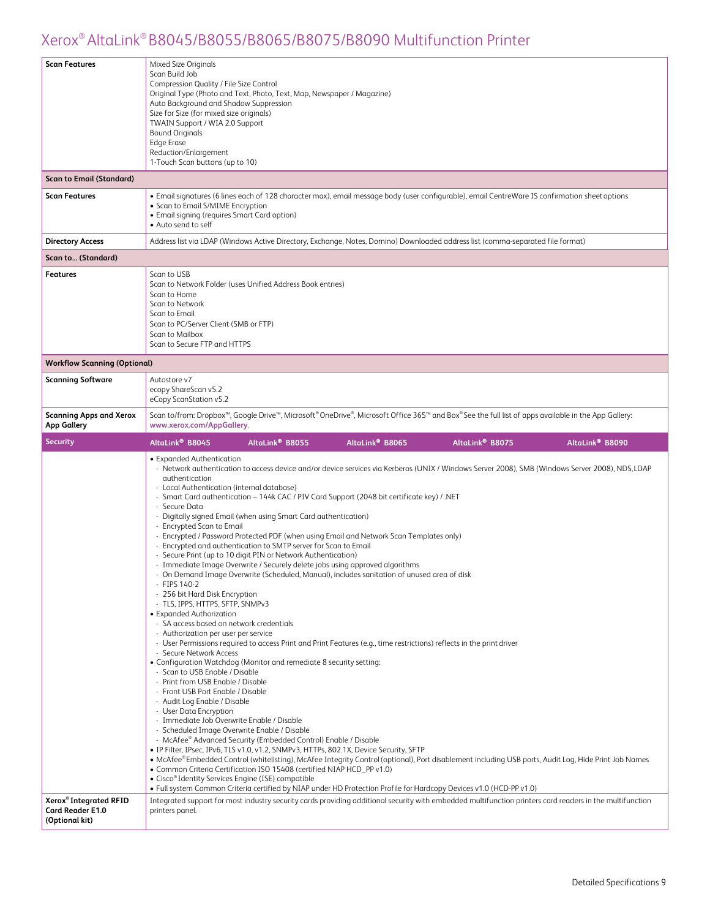# Xerox® AltaLink® B8045/B8055/B8065/B8075/B8090 Multifunction Printer

| | |
|---|---|
| **Scan Features** | Mixed Size Originals<br>Scan Build Job<br>Compression Quality / File Size Control<br>Original Type (Photo and Text, Photo, Text, Map, Newspaper / Magazine)<br>Auto Background and Shadow Suppression<br>Size for Size (for mixed size originals)<br>TWAIN Support / WIA 2.0 Support<br>Bound Originals<br>Edge Erase<br>Reduction/Enlargement<br>1-Touch Scan buttons (up to 10) |
| **Scan to Email (Standard)** | |
| **Scan Features** | • Email signatures (6 lines each of 128 character max), email message body (user configurable), email CentreWare IS confirmation sheet options<br>• Scan to Email S/MIME Encryption<br>• Email signing (requires Smart Card option)<br>• Auto send to self |
| **Directory Access** | Address list via LDAP (Windows Active Directory, Exchange, Notes, Domino) Downloaded address list (comma-separated file format) |
| **Scan to… (Standard)** | |
| **Features** | Scan to USB<br>Scan to Network Folder (uses Unified Address Book entries)<br>Scan to Home<br>Scan to Network<br>Scan to Email<br>Scan to PC/Server Client (SMB or FTP)<br>Scan to Mailbox<br>Scan to Secure FTP and HTTPS |
| **Workflow Scanning (Optional)** | |
| **Scanning Software** | Autostore v7<br>ecopy ShareScan v5.2<br>eCopy ScanStation v5.2 |
| **Scanning Apps and Xerox App Gallery** | Scan to/from: Dropbox™, Google Drive™, Microsoft® OneDrive®, Microsoft Office 365™ and Box® See the full list of apps available in the App Gallery: **www.xerox.com/AppGallery**. |

| Security | AltaLink® B8045 | AltaLink® B8055 | AltaLink® B8065 | AltaLink® B8075 | AltaLink® B8090 |
|---|---|---|---|---|---|
| | • Expanded Authentication<br>- Network authentication to access device and/or device services via Kerberos (UNIX / Windows Server 2008), SMB (Windows Server 2008), NDS, LDAP authentication<br>- Local Authentication (internal database)<br>- Smart Card authentication – 144k CAC / PIV Card Support (2048 bit certificate key) / .NET<br>- Secure Data<br>- Digitally signed Email (when using Smart Card authentication)<br>- Encrypted Scan to Email<br>- Encrypted / Password Protected PDF (when using Email and Network Scan Templates only)<br>- Encrypted and authentication to SMTP server for Scan to Email<br>- Secure Print (up to 10 digit PIN or Network Authentication)<br>- Immediate Image Overwrite / Securely delete jobs using approved algorithms<br>- On Demand Image Overwrite (Scheduled, Manual), includes sanitation of unused area of disk<br>- FIPS 140-2<br>- 256 bit Hard Disk Encryption<br>- TLS, IPPS, HTTPS, SFTP, SNMPv3<br>• Expanded Authorization<br>- SA access based on network credentials<br>- Authorization per user per service<br>- User Permissions required to access Print and Print Features (e.g., time restrictions) reflects in the print driver<br>- Secure Network Access<br>• Configuration Watchdog (Monitor and remediate 8 security setting:<br>- Scan to USB Enable / Disable<br>- Print from USB Enable / Disable<br>- Front USB Port Enable / Disable<br>- Audit Log Enable / Disable<br>- User Data Encryption<br>- Immediate Job Overwrite Enable / Disable<br>- Scheduled Image Overwrite Enable / Disable<br>- McAfee® Advanced Security (Embedded Control) Enable / Disable<br>• IP Filter, IPsec, IPv6, TLS v1.0, v1.2, SNMPv3, HTTPs, 802.1X, Device Security, SFTP<br>• McAfee® Embedded Control (whitelisting), McAfee Integrity Control (optional), Port disablement including USB ports, Audit Log, Hide Print Job Names<br>• Common Criteria Certification ISO 15408 (certified NIAP HCD_PP v1.0)<br>• Cisco® Identity Services Engine (ISE) compatible<br>• Full system Common Criteria certified by NIAP under HD Protection Profile for Hardcopy Devices v1.0 (HCD-PP v1.0) | | | | |
| **Xerox® Integrated RFID Card Reader E1.0 (Optional kit)** | Integrated support for most industry security cards providing additional security with embedded multifunction printers card readers in the multifunction printers panel. | | | | |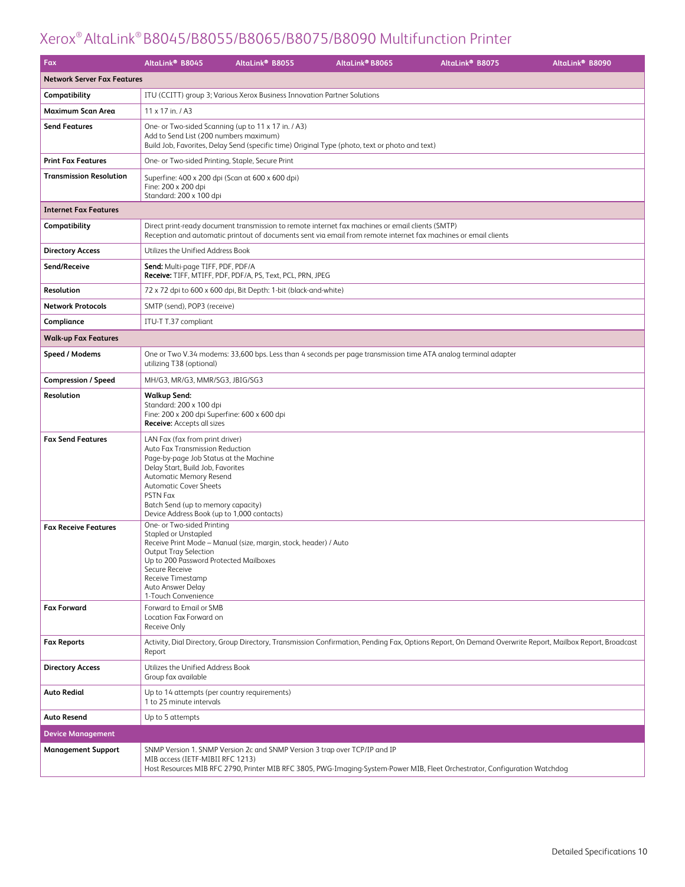# Xerox® AltaLink® B8045/B8055/B8065/B8075/B8090 Multifunction Printer

| Fax | AltaLink® B8045 | AltaLink® B8055 | AltaLink® B8065 | AltaLink® B8075 | AltaLink® B8090 |
|---|---|---|---|---|---|
| **Network Server Fax Features** | | | | | |
| **Compatibility** | ITU (CCITT) group 3; Various Xerox Business Innovation Partner Solutions | | | | |
| **Maximum Scan Area** | 11 x 17 in. / A3 | | | | |
| **Send Features** | One- or Two-sided Scanning (up to 11 x 17 in. / A3)<br>Add to Send List (200 numbers maximum)<br>Build Job, Favorites, Delay Send (specific time) Original Type (photo, text or photo and text) | | | | |
| **Print Fax Features** | One- or Two-sided Printing, Staple, Secure Print | | | | |
| **Transmission Resolution** | Superfine: 400 x 200 dpi (Scan at 600 x 600 dpi)<br>Fine: 200 x 200 dpi<br>Standard: 200 x 100 dpi | | | | |
| **Internet Fax Features** | | | | | |
| **Compatibility** | Direct print-ready document transmission to remote internet fax machines or email clients (SMTP)<br>Reception and automatic printout of documents sent via email from remote internet fax machines or email clients | | | | |
| **Directory Access** | Utilizes the Unified Address Book | | | | |
| **Send/Receive** | **Send:** Multi-page TIFF, PDF, PDF/A<br>**Receive:** TIFF, MTIFF, PDF, PDF/A, PS, Text, PCL, PRN, JPEG | | | | |
| **Resolution** | 72 x 72 dpi to 600 x 600 dpi, Bit Depth: 1-bit (black-and-white) | | | | |
| **Network Protocols** | SMTP (send), POP3 (receive) | | | | |
| **Compliance** | ITU-T T.37 compliant | | | | |
| **Walk-up Fax Features** | | | | | |
| **Speed / Modems** | One or Two V.34 modems: 33,600 bps. Less than 4 seconds per page transmission time ATA analog terminal adapter utilizing T38 (optional) | | | | |
| **Compression / Speed** | MH/G3, MR/G3, MMR/SG3, JBIG/SG3 | | | | |
| **Resolution** | **Walkup Send:**<br>Standard: 200 x 100 dpi<br>Fine: 200 x 200 dpi Superfine: 600 x 600 dpi<br>**Receive:** Accepts all sizes | | | | |
| **Fax Send Features** | LAN Fax (fax from print driver)<br>Auto Fax Transmission Reduction<br>Page-by-page Job Status at the Machine<br>Delay Start, Build Job, Favorites<br>Automatic Memory Resend<br>Automatic Cover Sheets<br>PSTN Fax<br>Batch Send (up to memory capacity)<br>Device Address Book (up to 1,000 contacts) | | | | |
| **Fax Receive Features** | One- or Two-sided Printing<br>Stapled or Unstapled<br>Receive Print Mode – Manual (size, margin, stock, header) / Auto<br>Output Tray Selection<br>Up to 200 Password Protected Mailboxes<br>Secure Receive<br>Receive Timestamp<br>Auto Answer Delay<br>1-Touch Convenience | | | | |
| **Fax Forward** | Forward to Email or SMB<br>Location Fax Forward on<br>Receive Only | | | | |
| **Fax Reports** | Activity, Dial Directory, Group Directory, Transmission Confirmation, Pending Fax, Options Report, On Demand Overwrite Report, Mailbox Report, Broadcast Report | | | | |
| **Directory Access** | Utilizes the Unified Address Book<br>Group fax available | | | | |
| **Auto Redial** | Up to 14 attempts (per country requirements)<br>1 to 25 minute intervals | | | | |
| **Auto Resend** | Up to 5 attempts | | | | |
| **Device Management** | | | | | |
| **Management Support** | SNMP Version 1. SNMP Version 2c and SNMP Version 3 trap over TCP/IP and IP<br>MIB access (IETF-MIBII RFC 1213)<br>Host Resources MIB RFC 2790, Printer MIB RFC 3805, PWG-Imaging-System-Power MIB, Fleet Orchestrator, Configuration Watchdog | | | | |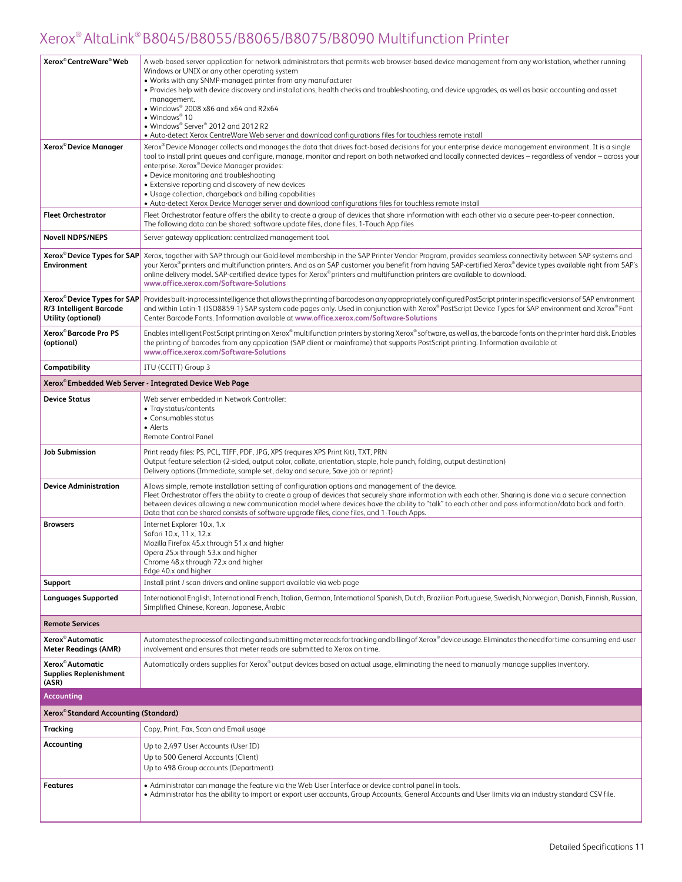| | |
|---|---|
| **Xerox® CentreWare® Web** | A web-based server application for network administrators that permits web browser-based device management from any workstation, whether running Windows or UNIX or any other operating system<br>• Works with any SNMP-managed printer from any manufacturer<br>• Provides help with device discovery and installations, health checks and troubleshooting, and device upgrades, as well as basic accounting and asset management.<br>• Windows® 2008 x86 and x64 and R2x64<br>• Windows® 10<br>• Windows® Server® 2012 and 2012 R2<br>• Auto-detect Xerox CentreWare Web server and download configurations files for touchless remote install |
| **Xerox® Device Manager** | Xerox® Device Manager collects and manages the data that drives fact-based decisions for your enterprise device management environment. It is a single tool to install print queues and configure, manage, monitor and report on both networked and locally connected devices – regardless of vendor – across your enterprise. Xerox® Device Manager provides:<br>• Device monitoring and troubleshooting<br>• Extensive reporting and discovery of new devices<br>• Usage collection, chargeback and billing capabilities<br>• Auto-detect Xerox Device Manager server and download configurations files for touchless remote install |
| **Fleet Orchestrator** | Fleet Orchestrator feature offers the ability to create a group of devices that share information with each other via a secure peer-to-peer connection. The following data can be shared: software update files, clone files, 1-Touch App files |
| **Novell NDPS/NEPS** | Server gateway application: centralized management tool. |
| **Xerox® Device Types for SAP Environment** | Xerox, together with SAP through our Gold-level membership in the SAP Printer Vendor Program, provides seamless connectivity between SAP systems and your Xerox® printers and multifunction printers. And as an SAP customer you benefit from having SAP-certified Xerox® device types available right from SAP's online delivery model. SAP-certified device types for Xerox® printers and multifunction printers are available to download. **www.office.xerox.com/Software-Solutions** |
| **Xerox® Device Types for SAP R/3 Intelligent Barcode Utility (optional)** | Provides built-in process intelligence that allows the printing of barcodes on any appropriately configured PostScript printer in specific versions of SAP environment and within Latin-1 (ISO8859-1) SAP system code pages only. Used in conjunction with Xerox® PostScript Device Types for SAP environment and Xerox® Font Center Barcode Fonts. Information available at **www.office.xerox.com/Software-Solutions** |
| **Xerox® Barcode Pro PS (optional)** | Enables intelligent PostScript printing on Xerox® multifunction printers by storing Xerox® software, as well as, the barcode fonts on the printer hard disk. Enables the printing of barcodes from any application (SAP client or mainframe) that supports PostScript printing. Information available at **www.office.xerox.com/Software-Solutions** |
| **Compatibility** | ITU (CCITT) Group 3 |
| **Xerox® Embedded Web Server - Integrated Device Web Page** | |
| **Device Status** | Web server embedded in Network Controller:<br>• Tray status/contents<br>• Consumables status<br>• Alerts<br>Remote Control Panel |
| **Job Submission** | Print ready files: PS, PCL, TIFF, PDF, JPG, XPS (requires XPS Print Kit), TXT, PRN<br>Output feature selection (2-sided, output color, collate, orientation, staple, hole punch, folding, output destination)<br>Delivery options (Immediate, sample set, delay and secure, Save job or reprint) |
| **Device Administration** | Allows simple, remote installation setting of configuration options and management of the device.<br>Fleet Orchestrator offers the ability to create a group of devices that securely share information with each other. Sharing is done via a secure connection between devices allowing a new communication model where devices have the ability to "talk" to each other and pass information/data back and forth. Data that can be shared consists of software upgrade files, clone files, and 1-Touch Apps. |
| **Browsers** | Internet Explorer 10.x, 1.x<br>Safari 10.x, 11.x, 12.x<br>Mozilla Firefox 45.x through 51.x and higher<br>Opera 25.x through 53.x and higher<br>Chrome 48.x through 72.x and higher<br>Edge 40.x and higher |
| **Support** | Install print / scan drivers and online support available via web page |
| **Languages Supported** | International English, International French, Italian, German, International Spanish, Dutch, Brazilian Portuguese, Swedish, Norwegian, Danish, Finnish, Russian, Simplified Chinese, Korean, Japanese, Arabic |
| **Remote Services** | |
| **Xerox® Automatic Meter Readings (AMR)** | Automates the process of collecting and submitting meter reads for tracking and billing of Xerox® device usage. Eliminates the need for time-consuming end-user involvement and ensures that meter reads are submitted to Xerox on time. |
| **Xerox® Automatic Supplies Replenishment (ASR)** | Automatically orders supplies for Xerox® output devices based on actual usage, eliminating the need to manually manage supplies inventory. |
| **Accounting** | |
| **Xerox® Standard Accounting (Standard)** | |
| **Tracking** | Copy, Print, Fax, Scan and Email usage |
| **Accounting** | Up to 2,497 User Accounts (User ID)<br>Up to 500 General Accounts (Client)<br>Up to 498 Group accounts (Department) |
| **Features** | • Administrator can manage the feature via the Web User Interface or device control panel in tools.<br>• Administrator has the ability to import or export user accounts, Group Accounts, General Accounts and User limits via an industry standard CSV file. |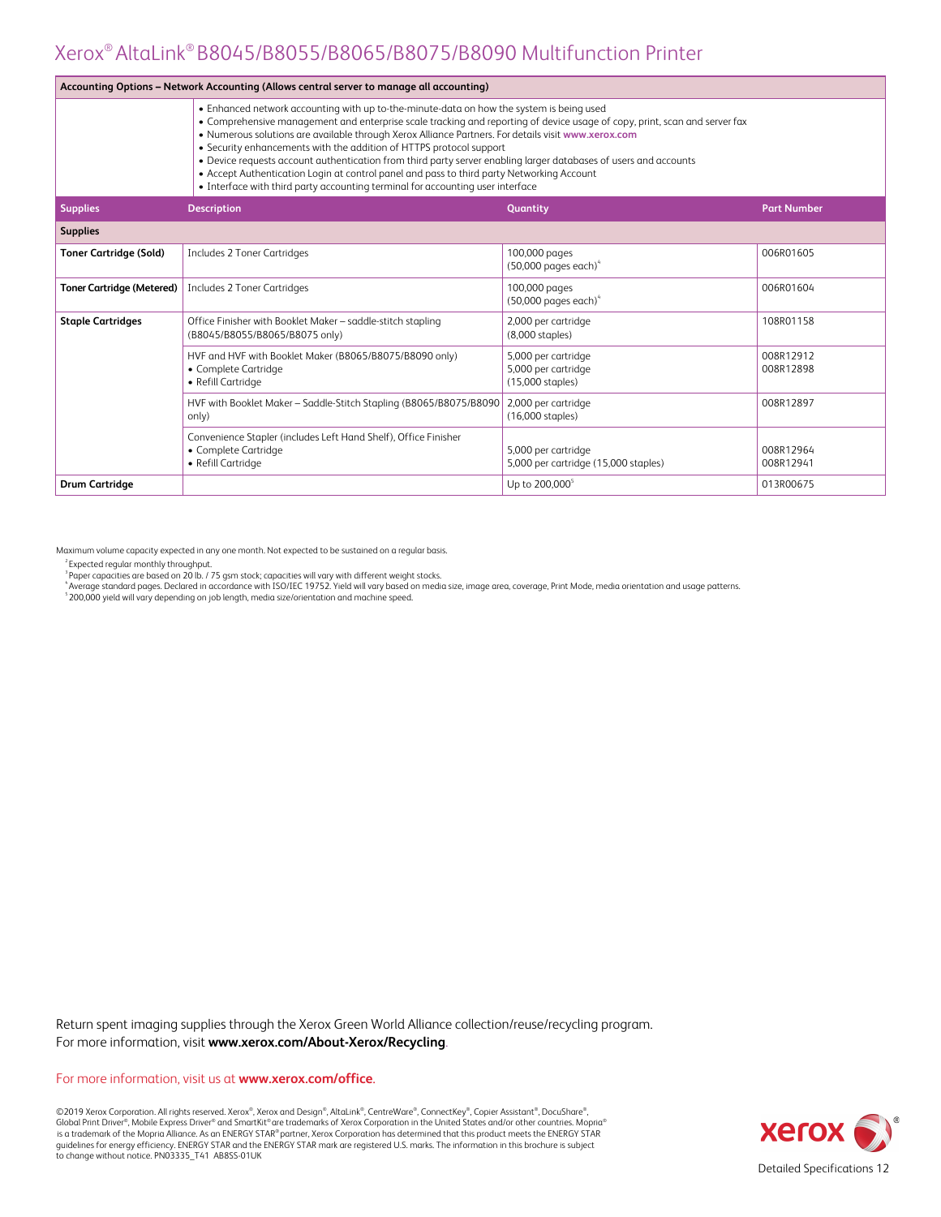| Accounting Options – Network Accounting (Allows central server to manage all accounting) | | | |
|---|---|---|---|
| | • Enhanced network accounting with up to-the-minute-data on how the system is being used<br>• Comprehensive management and enterprise scale tracking and reporting of device usage of copy, print, scan and server fax<br>• Numerous solutions are available through Xerox Alliance Partners. For details visit **www.xerox.com**<br>• Security enhancements with the addition of HTTPS protocol support<br>• Device requests account authentication from third party server enabling larger databases of users and accounts<br>• Accept Authentication Login at control panel and pass to third party Networking Account<br>• Interface with third party accounting terminal for accounting user interface | | |
| **Supplies** | **Description** | **Quantity** | **Part Number** |
| **Supplies** | | | |
| **Toner Cartridge (Sold)** | Includes 2 Toner Cartridges | 100,000 pages<br>(50,000 pages each)[4] | 006R01605 |
| **Toner Cartridge (Metered)** | Includes 2 Toner Cartridges | 100,000 pages<br>(50,000 pages each)[4] | 006R01604 |
| **Staple Cartridges** | Office Finisher with Booklet Maker – saddle-stitch stapling (B8045/B8055/B8065/B8075 only) | 2,000 per cartridge<br>(8,000 staples) | 108R01158 |
| | HVF and HVF with Booklet Maker (B8065/B8075/B8090 only)<br>• Complete Cartridge<br>• Refill Cartridge | 5,000 per cartridge<br>5,000 per cartridge<br>(15,000 staples) | 008R12912<br>008R12898 |
| | HVF with Booklet Maker – Saddle-Stitch Stapling (B8065/B8075/B8090 only) | 2,000 per cartridge<br>(16,000 staples) | 008R12897 |
| | Convenience Stapler (includes Left Hand Shelf), Office Finisher<br>• Complete Cartridge<br>• Refill Cartridge | 5,000 per cartridge<br>5,000 per cartridge (15,000 staples) | 008R12964<br>008R12941 |
| **Drum Cartridge** | | Up to 200,000[5] | 013R00675 |

Maximum volume capacity expected in any one month. Not expected to be sustained on a regular basis.

[2] Expected regular monthly throughput.
[3] Paper capacities are based on 20 lb. / 75 gsm stock; capacities will vary with different weight stocks.
[4] Average standard pages. Declared in accordance with ISO/IEC 19752. Yield will vary based on media size, image area, coverage, Print Mode, media orientation and usage patterns.
[5] 200,000 yield will vary depending on job length, media size/orientation and machine speed.

Return spent imaging supplies through the Xerox Green World Alliance collection/reuse/recycling program. For more information, visit **www.xerox.com/About-Xerox/Recycling**.

For more information, visit us at **www.xerox.com/office**.

©2019 Xerox Corporation. All rights reserved. Xerox®, Xerox and Design®, AltaLink®, CentreWare®, ConnectKey®, Copier Assistant®, DocuShare®, Global Print Driver®, Mobile Express Driver® and SmartKit® are trademarks of Xerox Corporation in the United States and/or other countries. Mopria® is a trademark of the Mopria Alliance. As an ENERGY STAR® partner, Xerox Corporation has determined that this product meets the ENERGY STAR guidelines for energy efficiency. ENERGY STAR and the ENERGY STAR mark are registered U.S. marks. The information in this brochure is subject to change without notice. PN03335_T41 AB8SS-01UK